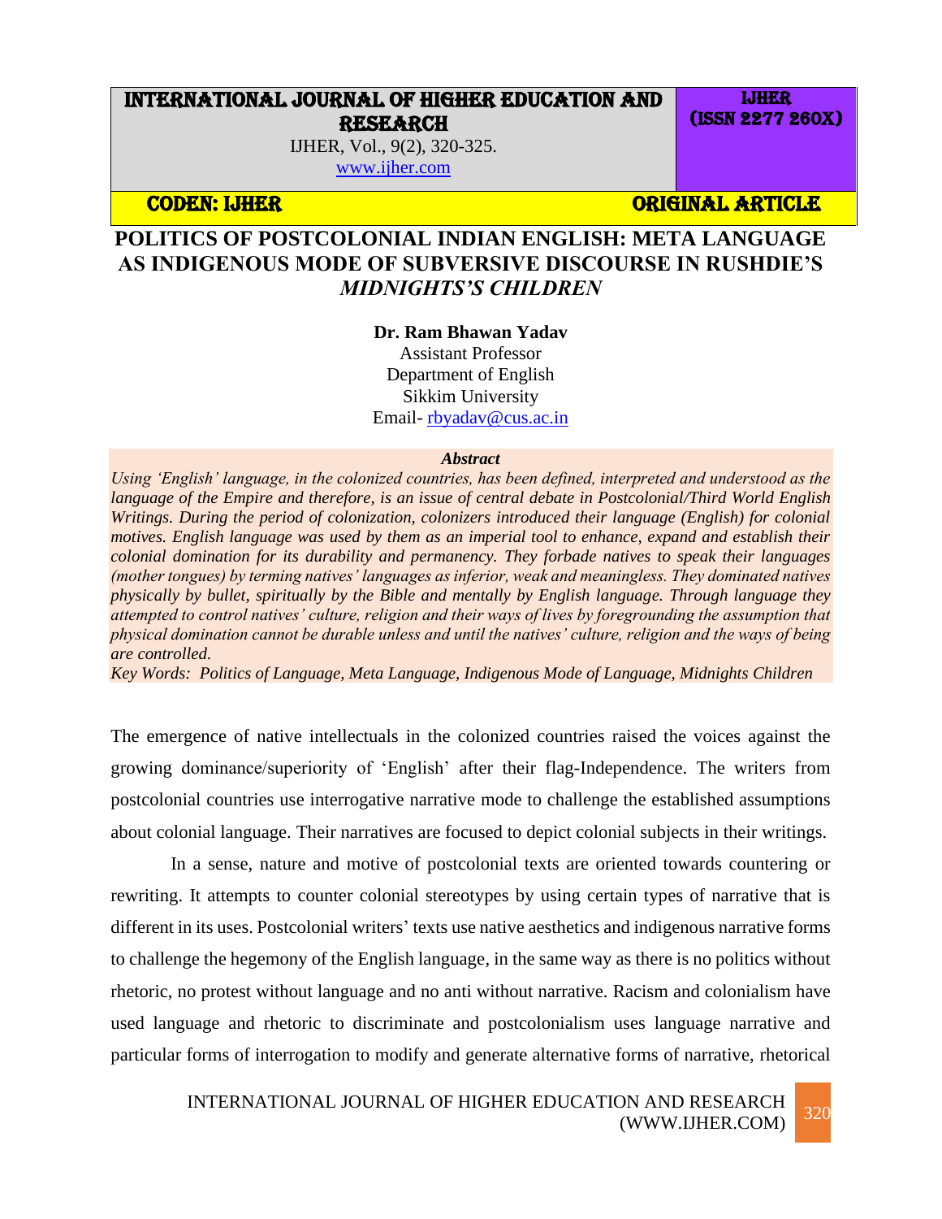# POLITICS OF POSTCOLONIAL INDIAN ENGLISH: META LANGUAGE AS INDIGENOUS MODE OF SUBVERSIVE DISCOURSE IN RUSHDIE'S *MIDNIGHTS'S CHILDREN*

**Dr. Ram Bhawan Yadav**
Assistant Professor
Department of English
Sikkim University
Email- rbyadav@cus.ac.in

***Abstract***

*Using 'English' language, in the colonized countries, has been defined, interpreted and understood as the language of the Empire and therefore, is an issue of central debate in Postcolonial/Third World English Writings. During the period of colonization, colonizers introduced their language (English) for colonial motives. English language was used by them as an imperial tool to enhance, expand and establish their colonial domination for its durability and permanency. They forbade natives to speak their languages (mother tongues) by terming natives' languages as inferior, weak and meaningless. They dominated natives physically by bullet, spiritually by the Bible and mentally by English language. Through language they attempted to control natives' culture, religion and their ways of lives by foregrounding the assumption that physical domination cannot be durable unless and until the natives' culture, religion and the ways of being are controlled.*

*Key Words: Politics of Language, Meta Language, Indigenous Mode of Language, Midnights Children*

The emergence of native intellectuals in the colonized countries raised the voices against the growing dominance/superiority of 'English' after their flag-Independence. The writers from postcolonial countries use interrogative narrative mode to challenge the established assumptions about colonial language. Their narratives are focused to depict colonial subjects in their writings.

In a sense, nature and motive of postcolonial texts are oriented towards countering or rewriting. It attempts to counter colonial stereotypes by using certain types of narrative that is different in its uses. Postcolonial writers' texts use native aesthetics and indigenous narrative forms to challenge the hegemony of the English language, in the same way as there is no politics without rhetoric, no protest without language and no anti without narrative. Racism and colonialism have used language and rhetoric to discriminate and postcolonialism uses language narrative and particular forms of interrogation to modify and generate alternative forms of narrative, rhetorical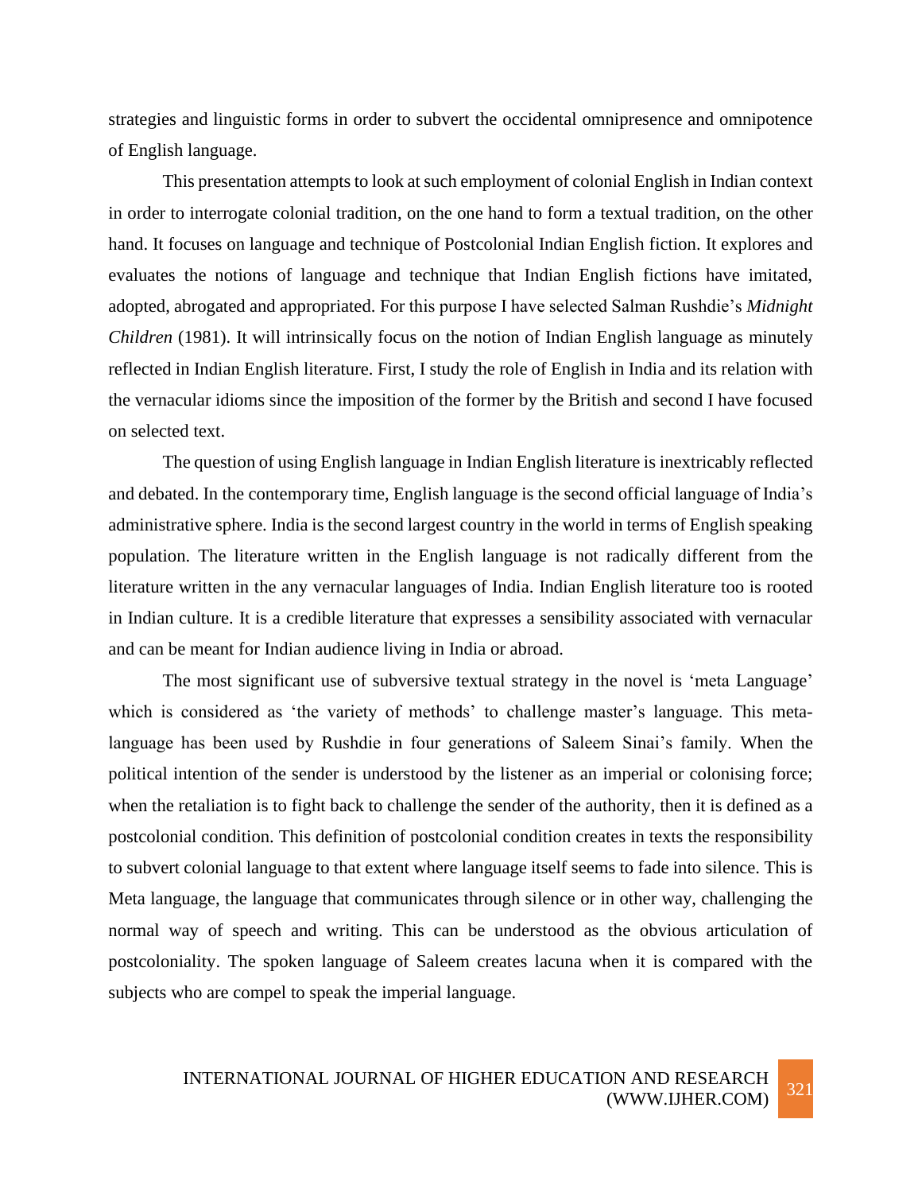strategies and linguistic forms in order to subvert the occidental omnipresence and omnipotence of English language.

This presentation attempts to look at such employment of colonial English in Indian context in order to interrogate colonial tradition, on the one hand to form a textual tradition, on the other hand. It focuses on language and technique of Postcolonial Indian English fiction. It explores and evaluates the notions of language and technique that Indian English fictions have imitated, adopted, abrogated and appropriated. For this purpose I have selected Salman Rushdie's *Midnight Children* (1981). It will intrinsically focus on the notion of Indian English language as minutely reflected in Indian English literature. First, I study the role of English in India and its relation with the vernacular idioms since the imposition of the former by the British and second I have focused on selected text.

The question of using English language in Indian English literature is inextricably reflected and debated. In the contemporary time, English language is the second official language of India's administrative sphere. India is the second largest country in the world in terms of English speaking population. The literature written in the English language is not radically different from the literature written in the any vernacular languages of India. Indian English literature too is rooted in Indian culture. It is a credible literature that expresses a sensibility associated with vernacular and can be meant for Indian audience living in India or abroad.

The most significant use of subversive textual strategy in the novel is 'meta Language' which is considered as 'the variety of methods' to challenge master's language. This meta-language has been used by Rushdie in four generations of Saleem Sinai's family. When the political intention of the sender is understood by the listener as an imperial or colonising force; when the retaliation is to fight back to challenge the sender of the authority, then it is defined as a postcolonial condition. This definition of postcolonial condition creates in texts the responsibility to subvert colonial language to that extent where language itself seems to fade into silence. This is Meta language, the language that communicates through silence or in other way, challenging the normal way of speech and writing. This can be understood as the obvious articulation of postcoloniality. The spoken language of Saleem creates lacuna when it is compared with the subjects who are compel to speak the imperial language.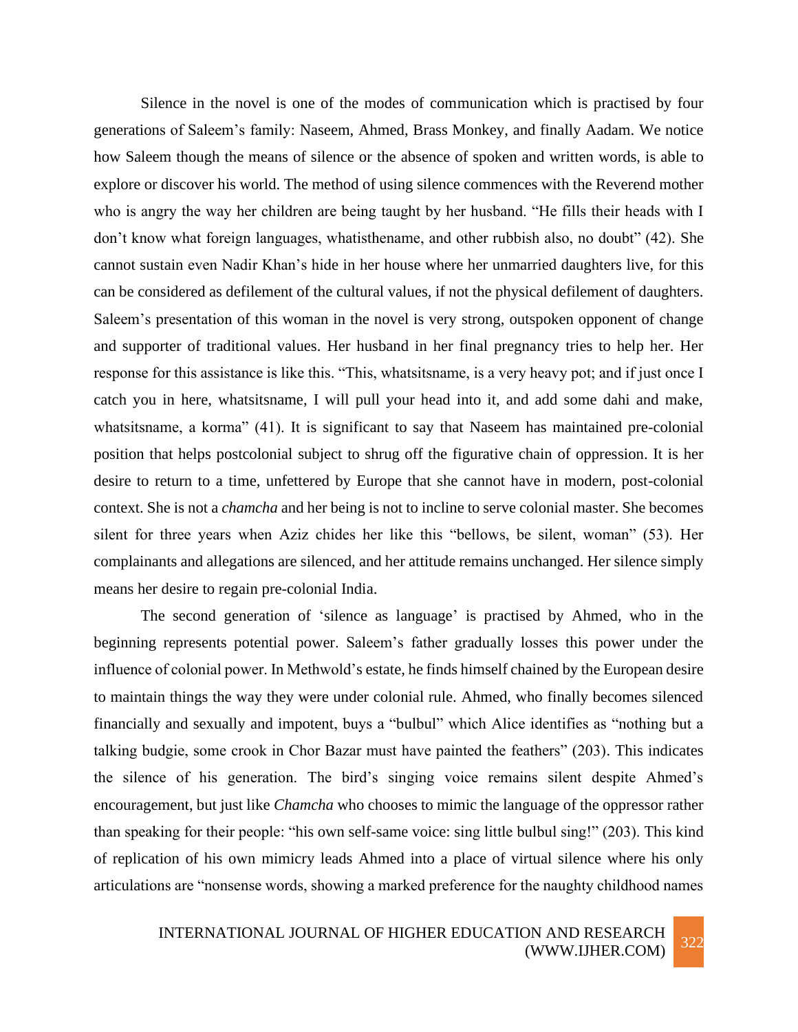Silence in the novel is one of the modes of communication which is practised by four generations of Saleem's family: Naseem, Ahmed, Brass Monkey, and finally Aadam. We notice how Saleem though the means of silence or the absence of spoken and written words, is able to explore or discover his world. The method of using silence commences with the Reverend mother who is angry the way her children are being taught by her husband. "He fills their heads with I don't know what foreign languages, whatisthename, and other rubbish also, no doubt" (42). She cannot sustain even Nadir Khan's hide in her house where her unmarried daughters live, for this can be considered as defilement of the cultural values, if not the physical defilement of daughters. Saleem's presentation of this woman in the novel is very strong, outspoken opponent of change and supporter of traditional values. Her husband in her final pregnancy tries to help her. Her response for this assistance is like this. "This, whatsitsname, is a very heavy pot; and if just once I catch you in here, whatsitsname, I will pull your head into it, and add some dahi and make, whatsitsname, a korma" (41). It is significant to say that Naseem has maintained pre-colonial position that helps postcolonial subject to shrug off the figurative chain of oppression. It is her desire to return to a time, unfettered by Europe that she cannot have in modern, post-colonial context. She is not a *chamcha* and her being is not to incline to serve colonial master. She becomes silent for three years when Aziz chides her like this "bellows, be silent, woman" (53). Her complainants and allegations are silenced, and her attitude remains unchanged. Her silence simply means her desire to regain pre-colonial India.

The second generation of 'silence as language' is practised by Ahmed, who in the beginning represents potential power. Saleem's father gradually losses this power under the influence of colonial power. In Methwold's estate, he finds himself chained by the European desire to maintain things the way they were under colonial rule. Ahmed, who finally becomes silenced financially and sexually and impotent, buys a "bulbul" which Alice identifies as "nothing but a talking budgie, some crook in Chor Bazar must have painted the feathers" (203). This indicates the silence of his generation. The bird's singing voice remains silent despite Ahmed's encouragement, but just like *Chamcha* who chooses to mimic the language of the oppressor rather than speaking for their people: "his own self-same voice: sing little bulbul sing!" (203). This kind of replication of his own mimicry leads Ahmed into a place of virtual silence where his only articulations are "nonsense words, showing a marked preference for the naughty childhood names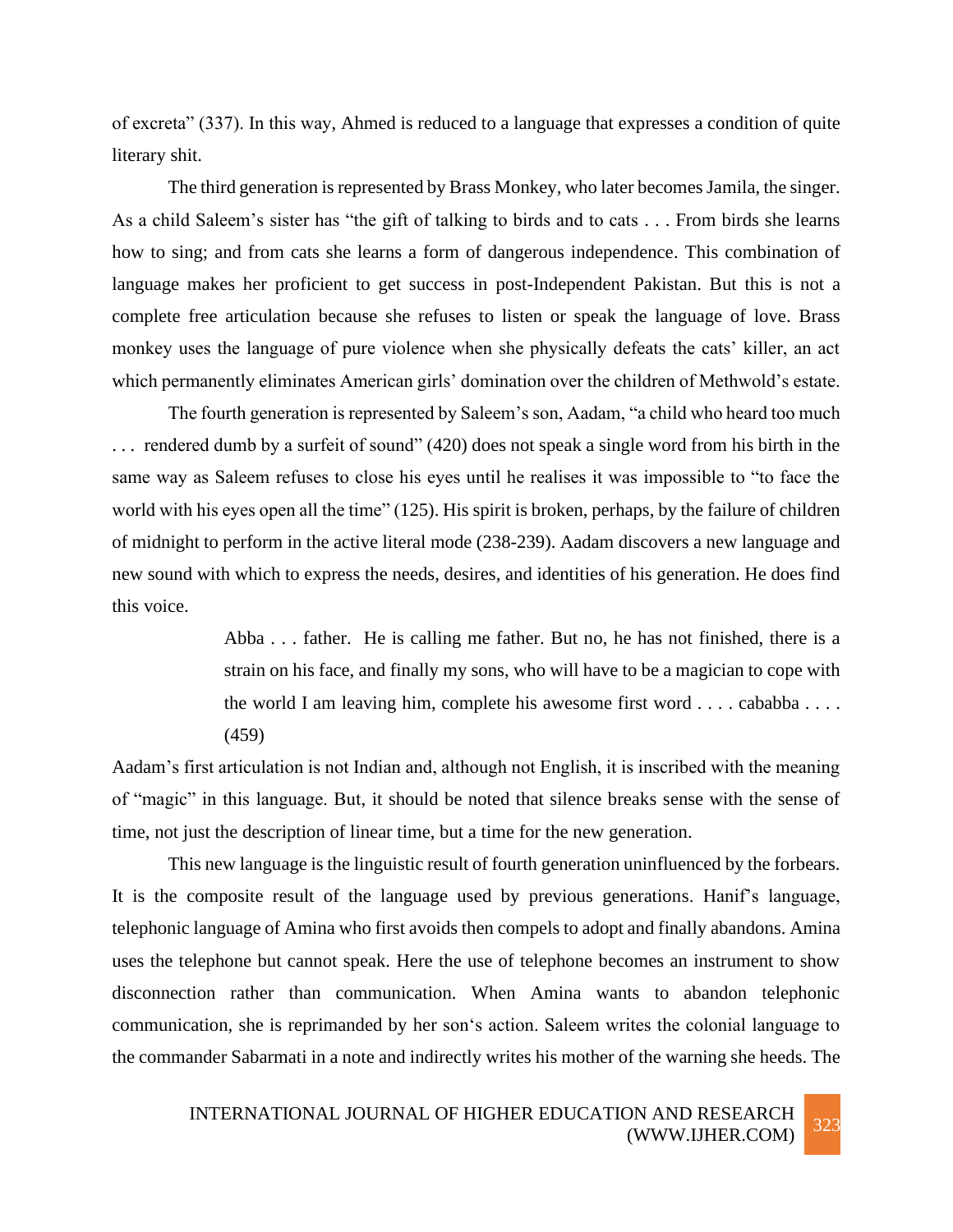of excreta" (337). In this way, Ahmed is reduced to a language that expresses a condition of quite literary shit.

The third generation is represented by Brass Monkey, who later becomes Jamila, the singer. As a child Saleem's sister has "the gift of talking to birds and to cats . . . From birds she learns how to sing; and from cats she learns a form of dangerous independence. This combination of language makes her proficient to get success in post-Independent Pakistan. But this is not a complete free articulation because she refuses to listen or speak the language of love. Brass monkey uses the language of pure violence when she physically defeats the cats' killer, an act which permanently eliminates American girls' domination over the children of Methwold's estate.

The fourth generation is represented by Saleem's son, Aadam, "a child who heard too much . . . rendered dumb by a surfeit of sound" (420) does not speak a single word from his birth in the same way as Saleem refuses to close his eyes until he realises it was impossible to "to face the world with his eyes open all the time" (125). His spirit is broken, perhaps, by the failure of children of midnight to perform in the active literal mode (238-239). Aadam discovers a new language and new sound with which to express the needs, desires, and identities of his generation. He does find this voice.

> Abba . . . father. He is calling me father. But no, he has not finished, there is a strain on his face, and finally my sons, who will have to be a magician to cope with the world I am leaving him, complete his awesome first word . . . . cababba . . . . (459)

Aadam's first articulation is not Indian and, although not English, it is inscribed with the meaning of "magic" in this language. But, it should be noted that silence breaks sense with the sense of time, not just the description of linear time, but a time for the new generation.

This new language is the linguistic result of fourth generation uninfluenced by the forbears. It is the composite result of the language used by previous generations. Hanif's language, telephonic language of Amina who first avoids then compels to adopt and finally abandons. Amina uses the telephone but cannot speak. Here the use of telephone becomes an instrument to show disconnection rather than communication. When Amina wants to abandon telephonic communication, she is reprimanded by her son's action. Saleem writes the colonial language to the commander Sabarmati in a note and indirectly writes his mother of the warning she heeds. The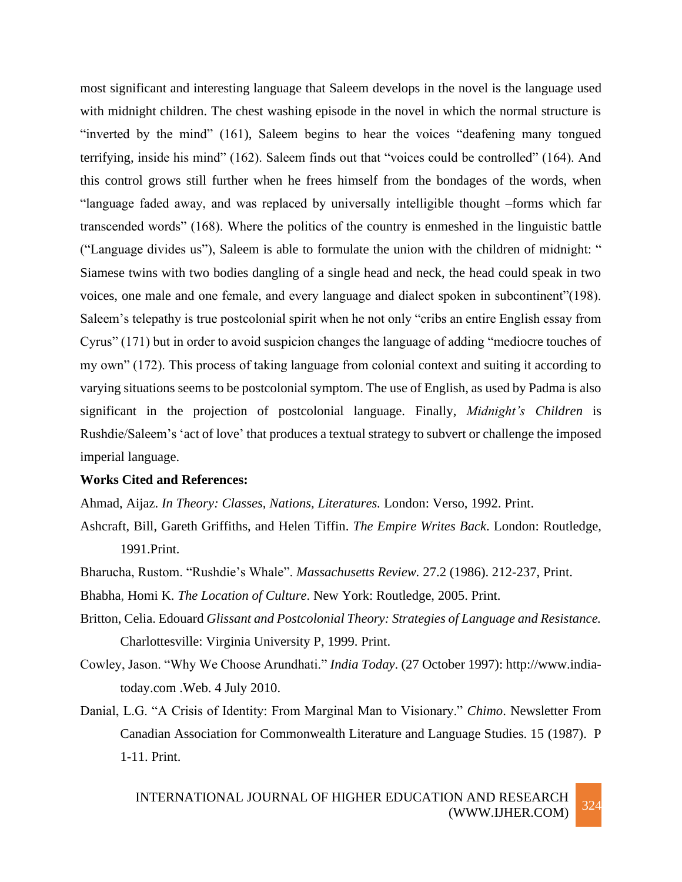most significant and interesting language that Saleem develops in the novel is the language used with midnight children. The chest washing episode in the novel in which the normal structure is "inverted by the mind" (161), Saleem begins to hear the voices "deafening many tongued terrifying, inside his mind" (162). Saleem finds out that "voices could be controlled" (164). And this control grows still further when he frees himself from the bondages of the words, when "language faded away, and was replaced by universally intelligible thought –forms which far transcended words" (168). Where the politics of the country is enmeshed in the linguistic battle ("Language divides us"), Saleem is able to formulate the union with the children of midnight: " Siamese twins with two bodies dangling of a single head and neck, the head could speak in two voices, one male and one female, and every language and dialect spoken in subcontinent"(198). Saleem's telepathy is true postcolonial spirit when he not only "cribs an entire English essay from Cyrus" (171) but in order to avoid suspicion changes the language of adding "mediocre touches of my own" (172). This process of taking language from colonial context and suiting it according to varying situations seems to be postcolonial symptom. The use of English, as used by Padma is also significant in the projection of postcolonial language. Finally, *Midnight's Children* is Rushdie/Saleem's 'act of love' that produces a textual strategy to subvert or challenge the imposed imperial language.

**Works Cited and References:**

Ahmad, Aijaz. *In Theory: Classes, Nations, Literatures.* London: Verso, 1992. Print.

Ashcraft, Bill, Gareth Griffiths, and Helen Tiffin. *The Empire Writes Back.* London: Routledge, 1991.Print.

Bharucha, Rustom. "Rushdie's Whale". *Massachusetts Review.* 27.2 (1986). 212-237, Print.

Bhabha, Homi K. *The Location of Culture*. New York: Routledge, 2005. Print.

Britton, Celia. Edouard *Glissant and Postcolonial Theory: Strategies of Language and Resistance.* Charlottesville: Virginia University P, 1999. Print.

Cowley, Jason. "Why We Choose Arundhati." *India Today*. (27 October 1997): http://www.india-today.com .Web. 4 July 2010.

Danial, L.G. "A Crisis of Identity: From Marginal Man to Visionary." *Chimo*. Newsletter From Canadian Association for Commonwealth Literature and Language Studies. 15 (1987). P 1-11. Print.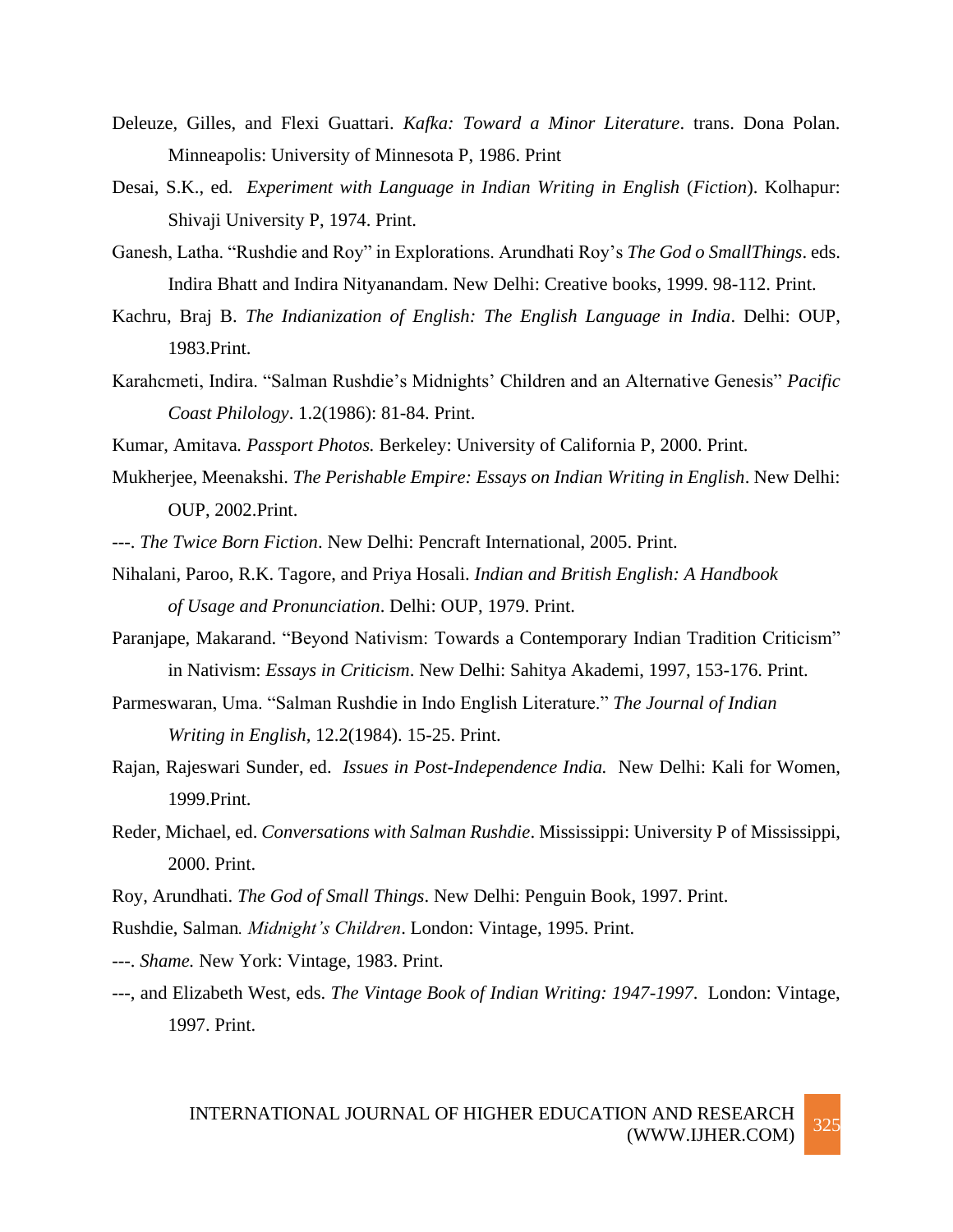Deleuze, Gilles, and Flexi Guattari. *Kafka: Toward a Minor Literature*. trans. Dona Polan. Minneapolis: University of Minnesota P, 1986. Print

Desai, S.K., ed. *Experiment with Language in Indian Writing in English* (*Fiction*). Kolhapur: Shivaji University P, 1974. Print.

Ganesh, Latha. "Rushdie and Roy" in Explorations. Arundhati Roy's *The God o SmallThings*. eds. Indira Bhatt and Indira Nityanandam. New Delhi: Creative books, 1999. 98-112. Print.

Kachru, Braj B. *The Indianization of English: The English Language in India*. Delhi: OUP, 1983.Print.

Karahcmeti, Indira. "Salman Rushdie's Midnights' Children and an Alternative Genesis" *Pacific Coast Philology*. 1.2(1986): 81-84. Print.

Kumar, Amitava. *Passport Photos.* Berkeley: University of California P, 2000. Print.

Mukherjee, Meenakshi. *The Perishable Empire: Essays on Indian Writing in English*. New Delhi: OUP, 2002.Print.

---. *The Twice Born Fiction*. New Delhi: Pencraft International, 2005. Print.

Nihalani, Paroo, R.K. Tagore, and Priya Hosali. *Indian and British English: A Handbook of Usage and Pronunciation*. Delhi: OUP, 1979. Print.

Paranjape, Makarand. "Beyond Nativism: Towards a Contemporary Indian Tradition Criticism" in Nativism: *Essays in Criticism*. New Delhi: Sahitya Akademi, 1997, 153-176. Print.

Parmeswaran, Uma. "Salman Rushdie in Indo English Literature." *The Journal of Indian Writing in English*, 12.2(1984). 15-25. Print.

Rajan, Rajeswari Sunder, ed. *Issues in Post-Independence India.* New Delhi: Kali for Women, 1999.Print.

Reder, Michael, ed. *Conversations with Salman Rushdie*. Mississippi: University P of Mississippi, 2000. Print.

Roy, Arundhati. *The God of Small Things*. New Delhi: Penguin Book, 1997. Print.

Rushdie, Salman. *Midnight's Children*. London: Vintage, 1995. Print.

---. *Shame.* New York: Vintage, 1983. Print.

---, and Elizabeth West, eds. *The Vintage Book of Indian Writing: 1947-1997.* London: Vintage, 1997. Print.